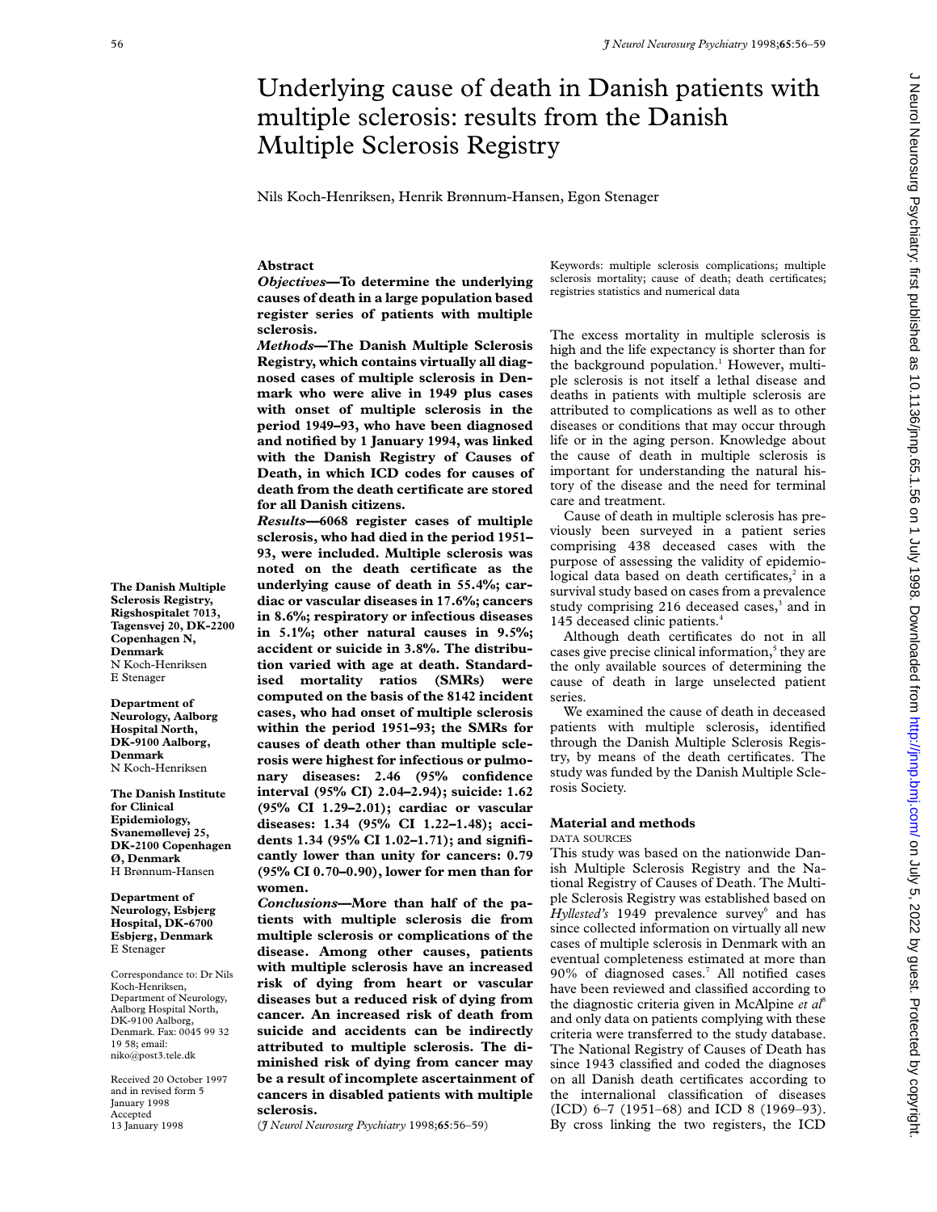# Underlying cause of death in Danish patients with multiple sclerosis: results from the Danish Multiple Sclerosis Registry

Nils Koch-Henriksen, Henrik Brønnum-Hansen, Egon Stenager

## Abstract

***Objectives*—To determine the underlying causes of death in a large population based register series of patients with multiple sclerosis.**

***Methods*—The Danish Multiple Sclerosis Registry, which contains virtually all diagnosed cases of multiple sclerosis in Denmark who were alive in 1949 plus cases with onset of multiple sclerosis in the period 1949–93, who have been diagnosed and notified by 1 January 1994, was linked with the Danish Registry of Causes of Death, in which ICD codes for causes of death from the death certificate are stored for all Danish citizens.**

***Results*—6068 register cases of multiple sclerosis, who had died in the period 1951–93, were included. Multiple sclerosis was noted on the death certificate as the underlying cause of death in 55.4%; cardiac or vascular diseases in 17.6%; cancers in 8.6%; respiratory or infectious diseases in 5.1%; other natural causes in 9.5%; accident or suicide in 3.8%. The distribution varied with age at death. Standardised mortality ratios (SMRs) were computed on the basis of the 8142 incident cases, who had onset of multiple sclerosis within the period 1951–93; the SMRs for causes of death other than multiple sclerosis were highest for infectious or pulmonary diseases: 2.46 (95% confidence interval (95% CI) 2.04–2.94); suicide: 1.62 (95% CI 1.29–2.01); cardiac or vascular diseases: 1.34 (95% CI 1.22–1.48); accidents 1.34 (95% CI 1.02–1.71); and significantly lower than unity for cancers: 0.79 (95% CI 0.70–0.90), lower for men than for women.**

***Conclusions*—More than half of the patients with multiple sclerosis die from multiple sclerosis or complications of the disease. Among other causes, patients with multiple sclerosis have an increased risk of dying from heart or vascular diseases but a reduced risk of dying from cancer. An increased risk of death from suicide and accidents can be indirectly attributed to multiple sclerosis. The diminished risk of dying from cancer may be a result of incomplete ascertainment of cancers in disabled patients with multiple sclerosis.**

(*J Neurol Neurosurg Psychiatry* 1998;**65**:56–59)

**The Danish Multiple Sclerosis Registry, Rigshospitalet 7013, Tagensvej 20, DK-2200 Copenhagen N, Denmark**
N Koch-Henriksen
E Stenager

**Department of Neurology, Aalborg Hospital North, DK-9100 Aalborg, Denmark**
N Koch-Henriksen

**The Danish Institute for Clinical Epidemiology, Svanemøllevej 25, DK-2100 Copenhagen Ø, Denmark**
H Brønnum-Hansen

**Department of Neurology, Esbjerg Hospital, DK-6700 Esbjerg, Denmark**
E Stenager

Correspondance to: Dr Nils Koch-Henriksen, Department of Neurology, Aalborg Hospital North, DK-9100 Aalborg, Denmark. Fax: 0045 99 32 19 58; email: niko@post3.tele.dk

Received 20 October 1997 and in revised form 5 January 1998
Accepted 13 January 1998

Keywords: multiple sclerosis complications; multiple sclerosis mortality; cause of death; death certificates; registries statistics and numerical data

The excess mortality in multiple sclerosis is high and the life expectancy is shorter than for the background population.[1] However, multiple sclerosis is not itself a lethal disease and deaths in patients with multiple sclerosis are attributed to complications as well as to other diseases or conditions that may occur through life or in the aging person. Knowledge about the cause of death in multiple sclerosis is important for understanding the natural history of the disease and the need for terminal care and treatment.

Cause of death in multiple sclerosis has previously been surveyed in a patient series comprising 438 deceased cases with the purpose of assessing the validity of epidemiological data based on death certificates,[2] in a survival study based on cases from a prevalence study comprising 216 deceased cases,[3] and in 145 deceased clinic patients.[4]

Although death certificates do not in all cases give precise clinical information,[5] they are the only available sources of determining the cause of death in large unselected patient series.

We examined the cause of death in deceased patients with multiple sclerosis, identified through the Danish Multiple Sclerosis Registry, by means of the death certificates. The study was funded by the Danish Multiple Sclerosis Society.

## Material and methods

### DATA SOURCES

This study was based on the nationwide Danish Multiple Sclerosis Registry and the National Registry of Causes of Death. The Multiple Sclerosis Registry was established based on *Hyllested's* 1949 prevalence survey[6] and has since collected information on virtually all new cases of multiple sclerosis in Denmark with an eventual completeness estimated at more than 90% of diagnosed cases.[7] All notified cases have been reviewed and classified according to the diagnostic criteria given in McAlpine *et al*[8] and only data on patients complying with these criteria were transferred to the study database. The National Registry of Causes of Death has since 1943 classified and coded the diagnoses on all Danish death certificates according to the international classification of diseases (ICD) 6–7 (1951–68) and ICD 8 (1969–93). By cross linking the two registers, the ICD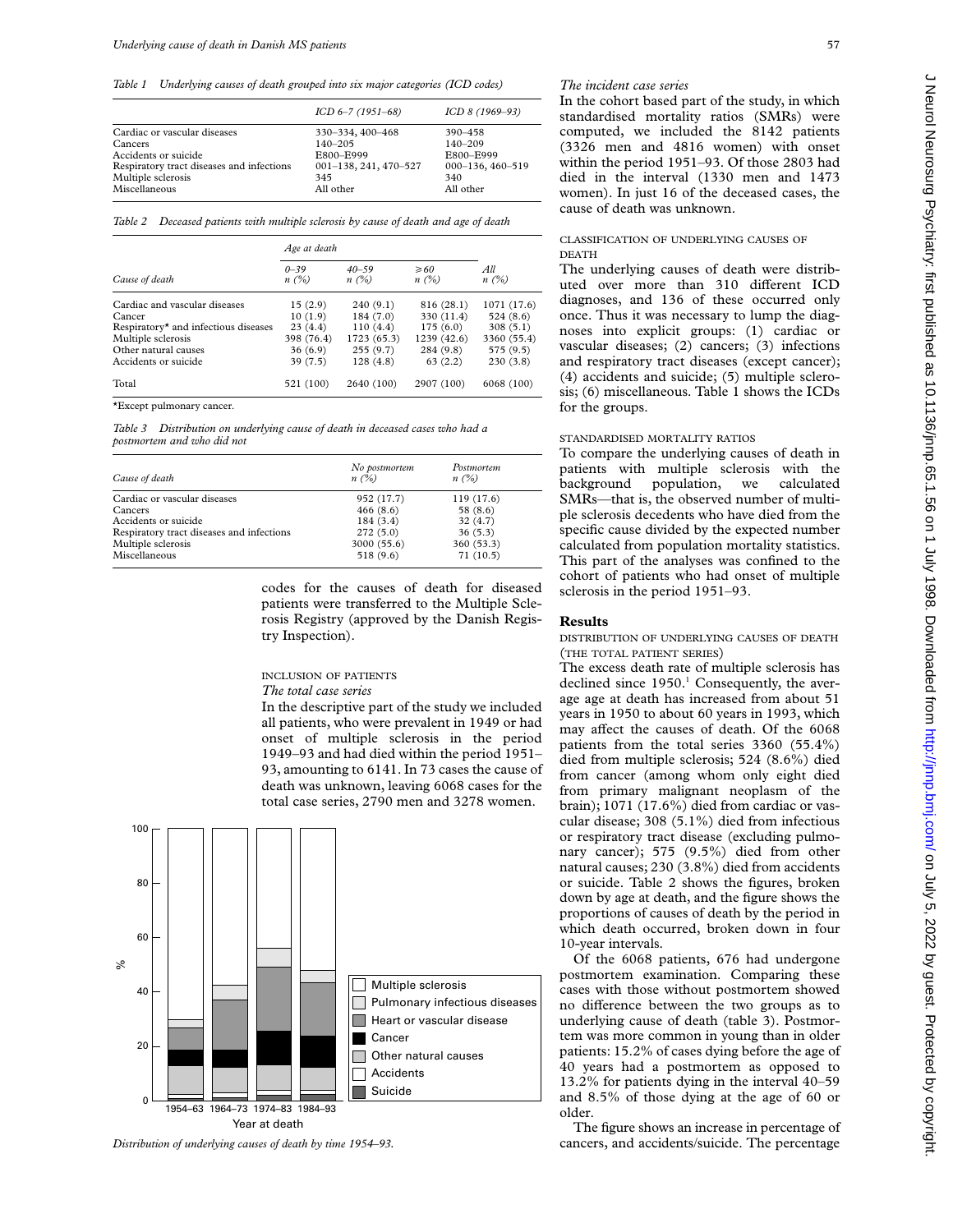*Table 1 Underlying causes of death grouped into six major categories (ICD codes)*

| | ICD 6–7 (1951–68) | ICD 8 (1969–93) |
|---|---|---|
| Cardiac or vascular diseases | 330–334, 400–468 | 390–458 |
| Cancers | 140–205 | 140–209 |
| Accidents or suicide | E800–E999 | E800–E999 |
| Respiratory tract diseases and infections | 001–138, 241, 470–527 | 000–136, 460–519 |
| Multiple sclerosis | 345 | 340 |
| Miscellaneous | All other | All other |

*Table 2 Deceased patients with multiple sclerosis by cause of death and age of death*

| | Age at death | | | |
|---|---|---|---|---|
| Cause of death | 0–39 n (%) | 40–59 n (%) | ≥60 n (%) | All n (%) |
| Cardiac and vascular diseases | 15 (2.9) | 240 (9.1) | 816 (28.1) | 1071 (17.6) |
| Cancer | 10 (1.9) | 184 (7.0) | 330 (11.4) | 524 (8.6) |
| Respiratory* and infectious diseases | 23 (4.4) | 110 (4.4) | 175 (6.0) | 308 (5.1) |
| Multiple sclerosis | 398 (76.4) | 1723 (65.3) | 1239 (42.6) | 3360 (55.4) |
| Other natural causes | 36 (6.9) | 255 (9.7) | 284 (9.8) | 575 (9.5) |
| Accidents or suicide | 39 (7.5) | 128 (4.8) | 63 (2.2) | 230 (3.8) |
| Total | 521 (100) | 2640 (100) | 2907 (100) | 6068 (100) |

*Except pulmonary cancer.

*Table 3 Distribution on underlying cause of death in deceased cases who had a postmortem and who did not*

| Cause of death | No postmortem n (%) | Postmortem n (%) |
|---|---|---|
| Cardiac or vascular diseases | 952 (17.7) | 119 (17.6) |
| Cancers | 466 (8.6) | 58 (8.6) |
| Accidents or suicide | 184 (3.4) | 32 (4.7) |
| Respiratory tract diseases and infections | 272 (5.0) | 36 (5.3) |
| Multiple sclerosis | 3000 (55.6) | 360 (53.3) |
| Miscellaneous | 518 (9.6) | 71 (10.5) |

codes for the causes of death for diseased patients were transferred to the Multiple Sclerosis Registry (approved by the Danish Registry Inspection).

### INCLUSION OF PATIENTS

*The total case series*

In the descriptive part of the study we included all patients, who were prevalent in 1949 or had onset of multiple sclerosis in the period 1949–93 and had died within the period 1951–93, amounting to 6141. In 73 cases the cause of death was unknown, leaving 6068 cases for the total case series, 2790 men and 3278 women.

*Distribution of underlying causes of death by time 1954–93.*

*The incident case series*

In the cohort based part of the study, in which standardised mortality ratios (SMRs) were computed, we included the 8142 patients (3326 men and 4816 women) with onset within the period 1951–93. Of those 2803 had died in the interval (1330 men and 1473 women). In just 16 of the deceased cases, the cause of death was unknown.

### CLASSIFICATION OF UNDERLYING CAUSES OF DEATH

The underlying causes of death were distributed over more than 310 different ICD diagnoses, and 136 of these occurred only once. Thus it was necessary to lump the diagnoses into explicit groups: (1) cardiac or vascular diseases; (2) cancers; (3) infections and respiratory tract diseases (except cancer); (4) accidents and suicide; (5) multiple sclerosis; (6) miscellaneous. Table 1 shows the ICDs for the groups.

### STANDARDISED MORTALITY RATIOS

To compare the underlying causes of death in patients with multiple sclerosis with the background population, we calculated SMRs—that is, the observed number of multiple sclerosis decedents who have died from the specific cause divided by the expected number calculated from population mortality statistics. This part of the analyses was confined to the cohort of patients who had onset of multiple sclerosis in the period 1951–93.

## Results

### DISTRIBUTION OF UNDERLYING CAUSES OF DEATH (THE TOTAL PATIENT SERIES)

The excess death rate of multiple sclerosis has declined since 1950.[1] Consequently, the average age at death has increased from about 51 years in 1950 to about 60 years in 1993, which may affect the causes of death. Of the 6068 patients from the total series 3360 (55.4%) died from multiple sclerosis; 524 (8.6%) died from cancer (among whom only eight died from primary malignant neoplasm of the brain); 1071 (17.6%) died from cardiac or vascular disease; 308 (5.1%) died from infectious or respiratory tract disease (excluding pulmonary cancer); 575 (9.5%) died from other natural causes; 230 (3.8%) died from accidents or suicide. Table 2 shows the figures, broken down by age at death, and the figure shows the proportions of causes of death by the period in which death occurred, broken down in four 10-year intervals.

Of the 6068 patients, 676 had undergone postmortem examination. Comparing these cases with those without postmortem showed no difference between the two groups as to underlying cause of death (table 3). Postmortem was more common in young than in older patients: 15.2% of cases dying before the age of 40 years had a postmortem as opposed to 13.2% for patients dying in the interval 40–59 and 8.5% of those dying at the age of 60 or older.

The figure shows an increase in percentage of cancers, and accidents/suicide. The percentage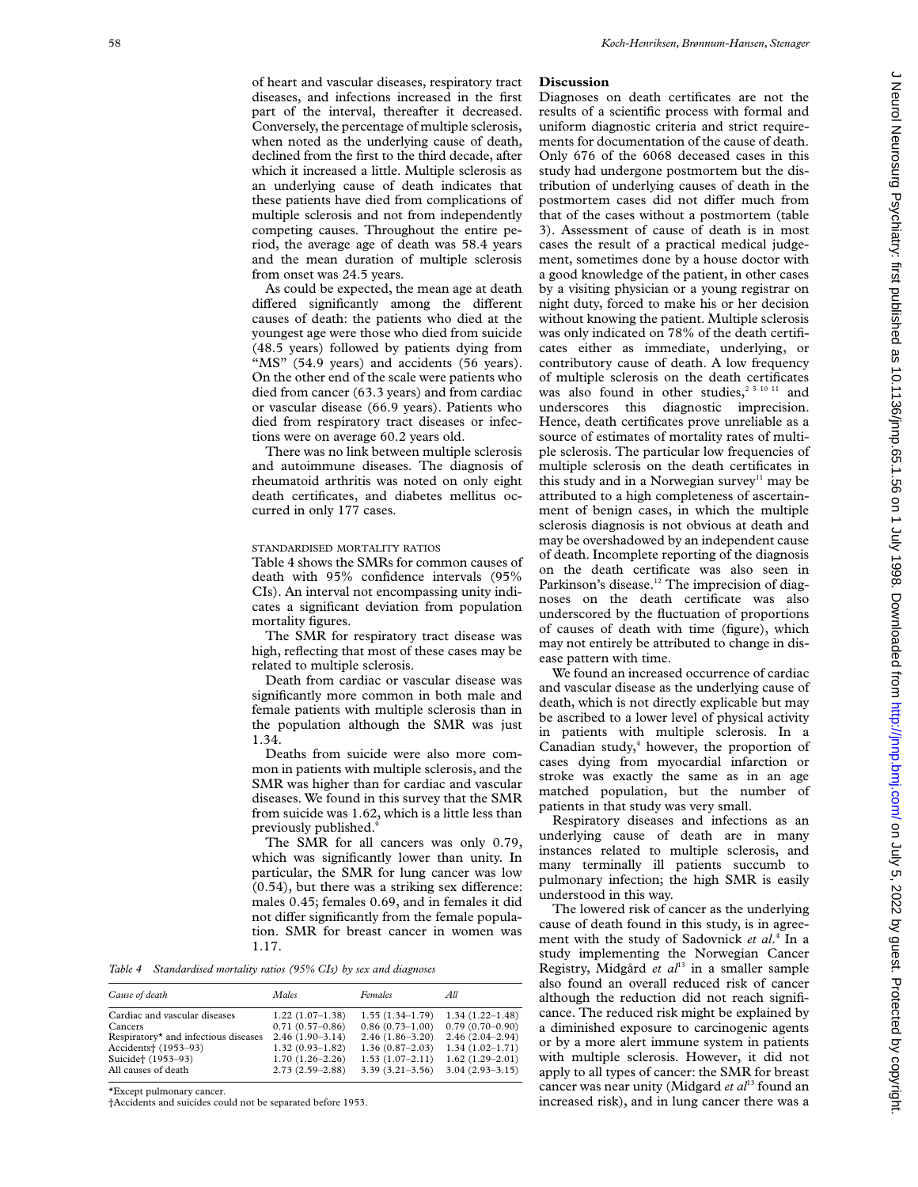of heart and vascular diseases, respiratory tract diseases, and infections increased in the first part of the interval, thereafter it decreased. Conversely, the percentage of multiple sclerosis, when noted as the underlying cause of death, declined from the first to the third decade, after which it increased a little. Multiple sclerosis as an underlying cause of death indicates that these patients have died from complications of multiple sclerosis and not from independently competing causes. Throughout the entire period, the average age of death was 58.4 years and the mean duration of multiple sclerosis from onset was 24.5 years.

As could be expected, the mean age at death differed significantly among the different causes of death: the patients who died at the youngest age were those who died from suicide (48.5 years) followed by patients dying from "MS" (54.9 years) and accidents (56 years). On the other end of the scale were patients who died from cancer (63.3 years) and from cardiac or vascular disease (66.9 years). Patients who died from respiratory tract diseases or infections were on average 60.2 years old.

There was no link between multiple sclerosis and autoimmune diseases. The diagnosis of rheumatoid arthritis was noted on only eight death certificates, and diabetes mellitus occurred in only 177 cases.

### STANDARDISED MORTALITY RATIOS

Table 4 shows the SMRs for common causes of death with 95% confidence intervals (95% CIs). An interval not encompassing unity indicates a significant deviation from population mortality figures.

The SMR for respiratory tract disease was high, reflecting that most of these cases may be related to multiple sclerosis.

Death from cardiac or vascular disease was significantly more common in both male and female patients with multiple sclerosis than in the population although the SMR was just 1.34.

Deaths from suicide were also more common in patients with multiple sclerosis, and the SMR was higher than for cardiac and vascular diseases. We found in this survey that the SMR from suicide was 1.62, which is a little less than previously published.[9]

The SMR for all cancers was only 0.79, which was significantly lower than unity. In particular, the SMR for lung cancer was low (0.54), but there was a striking sex difference: males 0.45; females 0.69, and in females it did not differ significantly from the female population. SMR for breast cancer in women was 1.17.

*Table 4 Standardised mortality ratios (95% CIs) by sex and diagnoses*

| Cause of death | Males | Females | All |
|---|---|---|---|
| Cardiac and vascular diseases | 1.22 (1.07–1.38) | 1.55 (1.34–1.79) | 1.34 (1.22–1.48) |
| Cancers | 0.71 (0.57–0.86) | 0.86 (0.73–1.00) | 0.79 (0.70–0.90) |
| Respiratory* and infectious diseases | 2.46 (1.90–3.14) | 2.46 (1.86–3.20) | 2.46 (2.04–2.94) |
| Accidents† (1953–93) | 1.32 (0.93–1.82) | 1.36 (0.87–2.03) | 1.34 (1.02–1.71) |
| Suicide† (1953–93) | 1.70 (1.26–2.26) | 1.53 (1.07–2.11) | 1.62 (1.29–2.01) |
| All causes of death | 2.73 (2.59–2.88) | 3.39 (3.21–3.56) | 3.04 (2.93–3.15) |

*Except pulmonary cancer.
†Accidents and suicides could not be separated before 1953.

## Discussion

Diagnoses on death certificates are not the results of a scientific process with formal and uniform diagnostic criteria and strict requirements for documentation of the cause of death. Only 676 of the 6068 deceased cases in this study had undergone postmortem but the distribution of underlying causes of death in the postmortem cases did not differ much from that of the cases without a postmortem (table 3). Assessment of cause of death is in most cases the result of a practical medical judgement, sometimes done by a house doctor with a good knowledge of the patient, in other cases by a visiting physician or a young registrar on night duty, forced to make his or her decision without knowing the patient. Multiple sclerosis was only indicated on 78% of the death certificates either as immediate, underlying, or contributory cause of death. A low frequency of multiple sclerosis on the death certificates was also found in other studies,[2 5 10 11] and underscores this diagnostic imprecision. Hence, death certificates prove unreliable as a source of estimates of mortality rates of multiple sclerosis. The particular low frequencies of multiple sclerosis on the death certificates in this study and in a Norwegian survey[11] may be attributed to a high completeness of ascertainment of benign cases, in which the multiple sclerosis diagnosis is not obvious at death and may be overshadowed by an independent cause of death. Incomplete reporting of the diagnosis on the death certificate was also seen in Parkinson's disease.[12] The imprecision of diagnoses on the death certificate was also underscored by the fluctuation of proportions of causes of death with time (figure), which may not entirely be attributed to change in disease pattern with time.

We found an increased occurrence of cardiac and vascular disease as the underlying cause of death, which is not directly explicable but may be ascribed to a lower level of physical activity in patients with multiple sclerosis. In a Canadian study,[4] however, the proportion of cases dying from myocardial infarction or stroke was exactly the same as in an age matched population, but the number of patients in that study was very small.

Respiratory diseases and infections as an underlying cause of death are in many instances related to multiple sclerosis, and many terminally ill patients succumb to pulmonary infection; the high SMR is easily understood in this way.

The lowered risk of cancer as the underlying cause of death found in this study, is in agreement with the study of Sadovnick *et al*.[4] In a study implementing the Norwegian Cancer Registry, Midgård *et al*[13] in a smaller sample also found an overall reduced risk of cancer although the reduction did not reach significance. The reduced risk might be explained by a diminished exposure to carcinogenic agents or by a more alert immune system in patients with multiple sclerosis. However, it did not apply to all types of cancer: the SMR for breast cancer was near unity (Midgard *et al*[13] found an increased risk), and in lung cancer there was a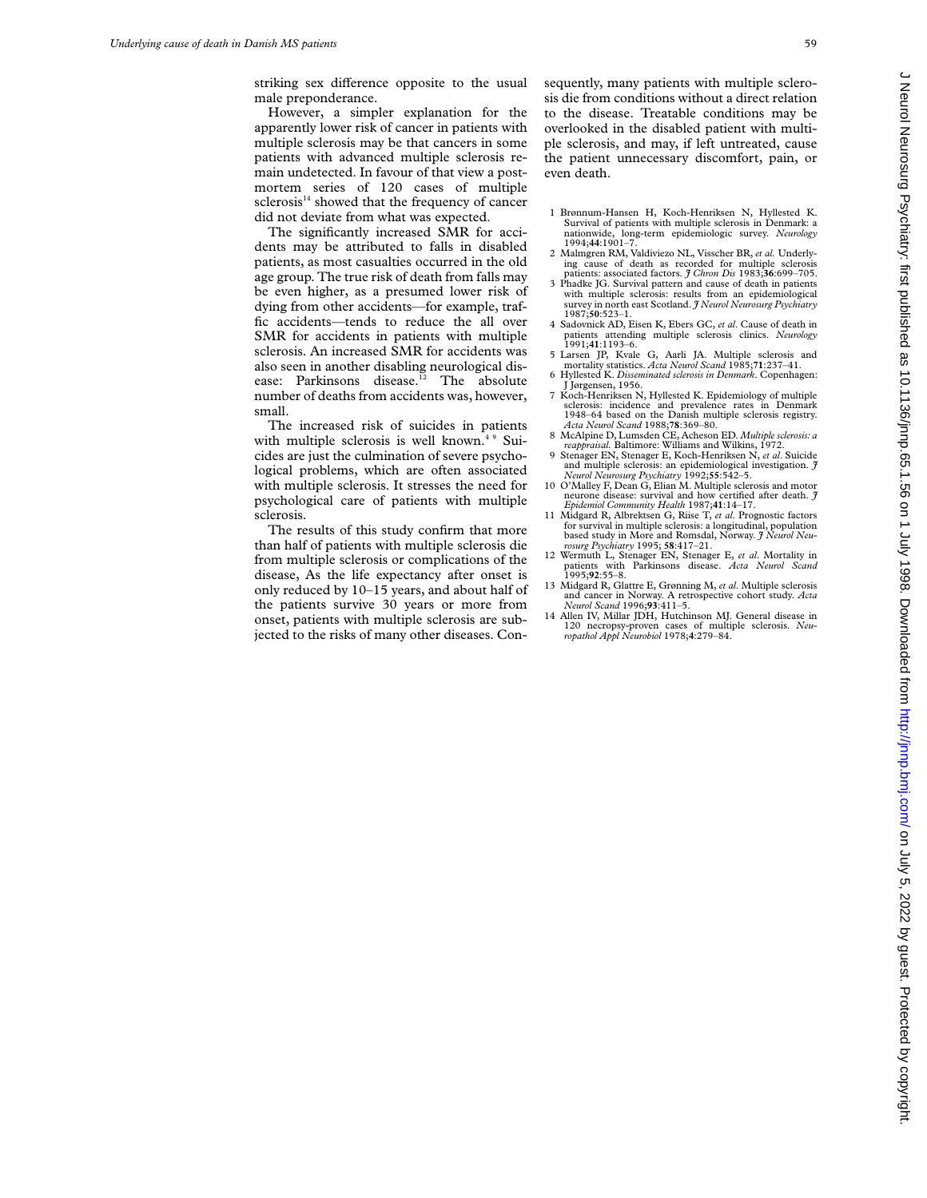striking sex difference opposite to the usual male preponderance.

However, a simpler explanation for the apparently lower risk of cancer in patients with multiple sclerosis may be that cancers in some patients with advanced multiple sclerosis remain undetected. In favour of that view a postmortem series of 120 cases of multiple sclerosis[14] showed that the frequency of cancer did not deviate from what was expected.

The significantly increased SMR for accidents may be attributed to falls in disabled patients, as most casualties occurred in the old age group. The true risk of death from falls may be even higher, as a presumed lower risk of dying from other accidents—for example, traffic accidents—tends to reduce the all over SMR for accidents in patients with multiple sclerosis. An increased SMR for accidents was also seen in another disabling neurological disease: Parkinsons disease.[12] The absolute number of deaths from accidents was, however, small.

The increased risk of suicides in patients with multiple sclerosis is well known.[4 9] Suicides are just the culmination of severe psychological problems, which are often associated with multiple sclerosis. It stresses the need for psychological care of patients with multiple sclerosis.

The results of this study confirm that more than half of patients with multiple sclerosis die from multiple sclerosis or complications of the disease, As the life expectancy after onset is only reduced by 10–15 years, and about half of the patients survive 30 years or more from onset, patients with multiple sclerosis are subjected to the risks of many other diseases. Consequently, many patients with multiple sclerosis die from conditions without a direct relation to the disease. Treatable conditions may be overlooked in the disabled patient with multiple sclerosis, and may, if left untreated, cause the patient unnecessary discomfort, pain, or even death.

1. Brønnum-Hansen H, Koch-Henriksen N, Hyllested K. Survival of patients with multiple sclerosis in Denmark: a nationwide, long-term epidemiologic survey. *Neurology* 1994;**44**:1901–7.
2. Malmgren RM, Valdiviezo NL, Visscher BR, *et al.* Underlying cause of death as recorded for multiple sclerosis patients: associated factors. *J Chron Dis* 1983;**36**:699–705.
3. Phadke JG. Survival pattern and cause of death in patients with multiple sclerosis: results from an epidemiological survey in north east Scotland. *J Neurol Neurosurg Psychiatry* 1987;**50**:523–1.
4. Sadovnick AD, Eisen K, Ebers GC, *et al*. Cause of death in patients attending multiple sclerosis clinics. *Neurology* 1991;**41**:1193–6.
5. Larsen JP, Kvale G, Aarli JA. Multiple sclerosis and mortality statistics. *Acta Neurol Scand* 1985;**71**:237–41.
6. Hyllested K. *Disseminated sclerosis in Denmark*. Copenhagen: J Jørgensen, 1956.
7. Koch-Henriksen N, Hyllested K. Epidemiology of multiple sclerosis: incidence and prevalence rates in Denmark 1948–64 based on the Danish multiple sclerosis registry. *Acta Neurol Scand* 1988;**78**:369–80.
8. McAlpine D, Lumsden CE, Acheson ED. *Multiple sclerosis: a reappraisal.* Baltimore: Williams and Wilkins, 1972.
9. Stenager EN, Stenager E, Koch-Henriksen N, *et al*. Suicide and multiple sclerosis: an epidemiological investigation. *J Neurol Neurosurg Psychiatry* 1992;**55**:542–5.
10. O'Malley F, Dean G, Elian M. Multiple sclerosis and motor neurone disease: survival and how certified after death. *J Epidemiol Community Health* 1987;**41**:14–17.
11. Midgard R, Albrektsen G, Riise T, *et al*. Prognostic factors for survival in multiple sclerosis: a longitudinal, population based study in More and Romsdal, Norway. *J Neurol Neurosurg Psychiatry* 1995; **58**:417–21.
12. Wermuth L, Stenager EN, Stenager E, *et al*. Mortality in patients with Parkinsons disease. *Acta Neurol Scand* 1995;**92**:55–8.
13. Midgard R, Glattre E, Grønning M, *et al*. Multiple sclerosis and cancer in Norway. A retrospective cohort study. *Acta Neurol Scand* 1996;**93**:411–5.
14. Allen IV, Millar JDH, Hutchinson MJ. General disease in 120 necropsy-proven cases of multiple sclerosis. *Neuropathol Appl Neurobiol* 1978;**4**:279–84.